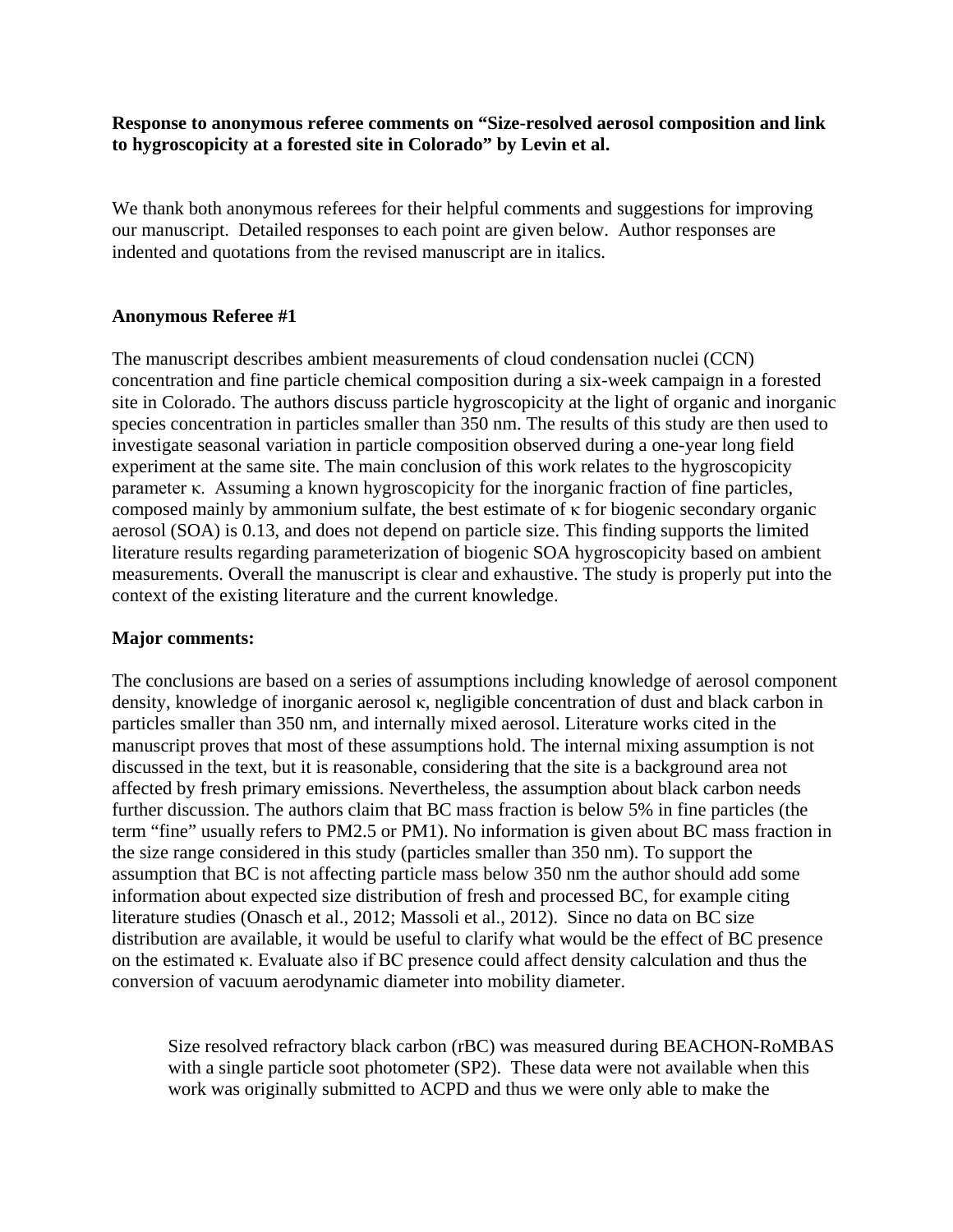**Response to anonymous referee comments on "Size-resolved aerosol composition and link to hygroscopicity at a forested site in Colorado" by Levin et al.**

We thank both anonymous referees for their helpful comments and suggestions for improving our manuscript. Detailed responses to each point are given below. Author responses are indented and quotations from the revised manuscript are in italics.

**Anonymous Referee #1**

The manuscript describes ambient measurements of cloud condensation nuclei (CCN) concentration and fine particle chemical composition during a six-week campaign in a forested site in Colorado. The authors discuss particle hygroscopicity at the light of organic and inorganic species concentration in particles smaller than 350 nm. The results of this study are then used to investigate seasonal variation in particle composition observed during a one-year long field experiment at the same site. The main conclusion of this work relates to the hygroscopicity parameter $\kappa$. Assuming a known hygroscopicity for the inorganic fraction of fine particles, composed mainly by ammonium sulfate, the best estimate of $\kappa$ for biogenic secondary organic aerosol (SOA) is 0.13, and does not depend on particle size. This finding supports the limited literature results regarding parameterization of biogenic SOA hygroscopicity based on ambient measurements. Overall the manuscript is clear and exhaustive. The study is properly put into the context of the existing literature and the current knowledge.

**Major comments:**

The conclusions are based on a series of assumptions including knowledge of aerosol component density, knowledge of inorganic aerosol $\kappa$, negligible concentration of dust and black carbon in particles smaller than 350 nm, and internally mixed aerosol. Literature works cited in the manuscript proves that most of these assumptions hold. The internal mixing assumption is not discussed in the text, but it is reasonable, considering that the site is a background area not affected by fresh primary emissions. Nevertheless, the assumption about black carbon needs further discussion. The authors claim that BC mass fraction is below 5% in fine particles (the term "fine" usually refers to PM2.5 or PM1). No information is given about BC mass fraction in the size range considered in this study (particles smaller than 350 nm). To support the assumption that BC is not affecting particle mass below 350 nm the author should add some information about expected size distribution of fresh and processed BC, for example citing literature studies (Onasch et al., 2012; Massoli et al., 2012). Since no data on BC size distribution are available, it would be useful to clarify what would be the effect of BC presence on the estimated $\kappa$. Evaluate also if BC presence could affect density calculation and thus the conversion of vacuum aerodynamic diameter into mobility diameter.

> Size resolved refractory black carbon (rBC) was measured during BEACHON-RoMBAS with a single particle soot photometer (SP2). These data were not available when this work was originally submitted to ACPD and thus we were only able to make the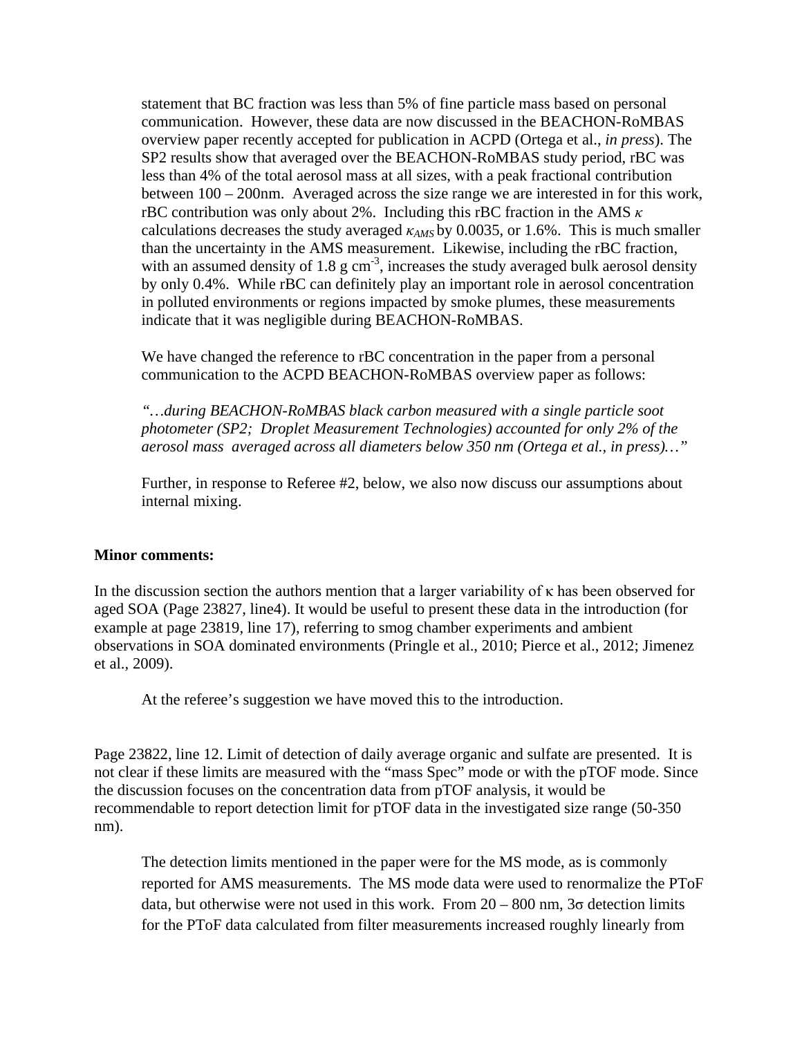statement that BC fraction was less than 5% of fine particle mass based on personal communication. However, these data are now discussed in the BEACHON-RoMBAS overview paper recently accepted for publication in ACPD (Ortega et al., *in press*). The SP2 results show that averaged over the BEACHON-RoMBAS study period, rBC was less than 4% of the total aerosol mass at all sizes, with a peak fractional contribution between 100 – 200nm. Averaged across the size range we are interested in for this work, rBC contribution was only about 2%. Including this rBC fraction in the AMS $\kappa$ calculations decreases the study averaged $\kappa_{AMS}$ by 0.0035, or 1.6%. This is much smaller than the uncertainty in the AMS measurement. Likewise, including the rBC fraction, with an assumed density of 1.8 g cm$^{-3}$, increases the study averaged bulk aerosol density by only 0.4%. While rBC can definitely play an important role in aerosol concentration in polluted environments or regions impacted by smoke plumes, these measurements indicate that it was negligible during BEACHON-RoMBAS.

We have changed the reference to rBC concentration in the paper from a personal communication to the ACPD BEACHON-RoMBAS overview paper as follows:

*"…during BEACHON-RoMBAS black carbon measured with a single particle soot photometer (SP2; Droplet Measurement Technologies) accounted for only 2% of the aerosol mass averaged across all diameters below 350 nm (Ortega et al., in press)…"*

Further, in response to Referee #2, below, we also now discuss our assumptions about internal mixing.

**Minor comments:**

In the discussion section the authors mention that a larger variability of κ has been observed for aged SOA (Page 23827, line4). It would be useful to present these data in the introduction (for example at page 23819, line 17), referring to smog chamber experiments and ambient observations in SOA dominated environments (Pringle et al., 2010; Pierce et al., 2012; Jimenez et al., 2009).

At the referee's suggestion we have moved this to the introduction.

Page 23822, line 12. Limit of detection of daily average organic and sulfate are presented. It is not clear if these limits are measured with the "mass Spec" mode or with the pTOF mode. Since the discussion focuses on the concentration data from pTOF analysis, it would be recommendable to report detection limit for pTOF data in the investigated size range (50-350 nm).

The detection limits mentioned in the paper were for the MS mode, as is commonly reported for AMS measurements. The MS mode data were used to renormalize the PToF data, but otherwise were not used in this work. From 20 – 800 nm, 3σ detection limits for the PToF data calculated from filter measurements increased roughly linearly from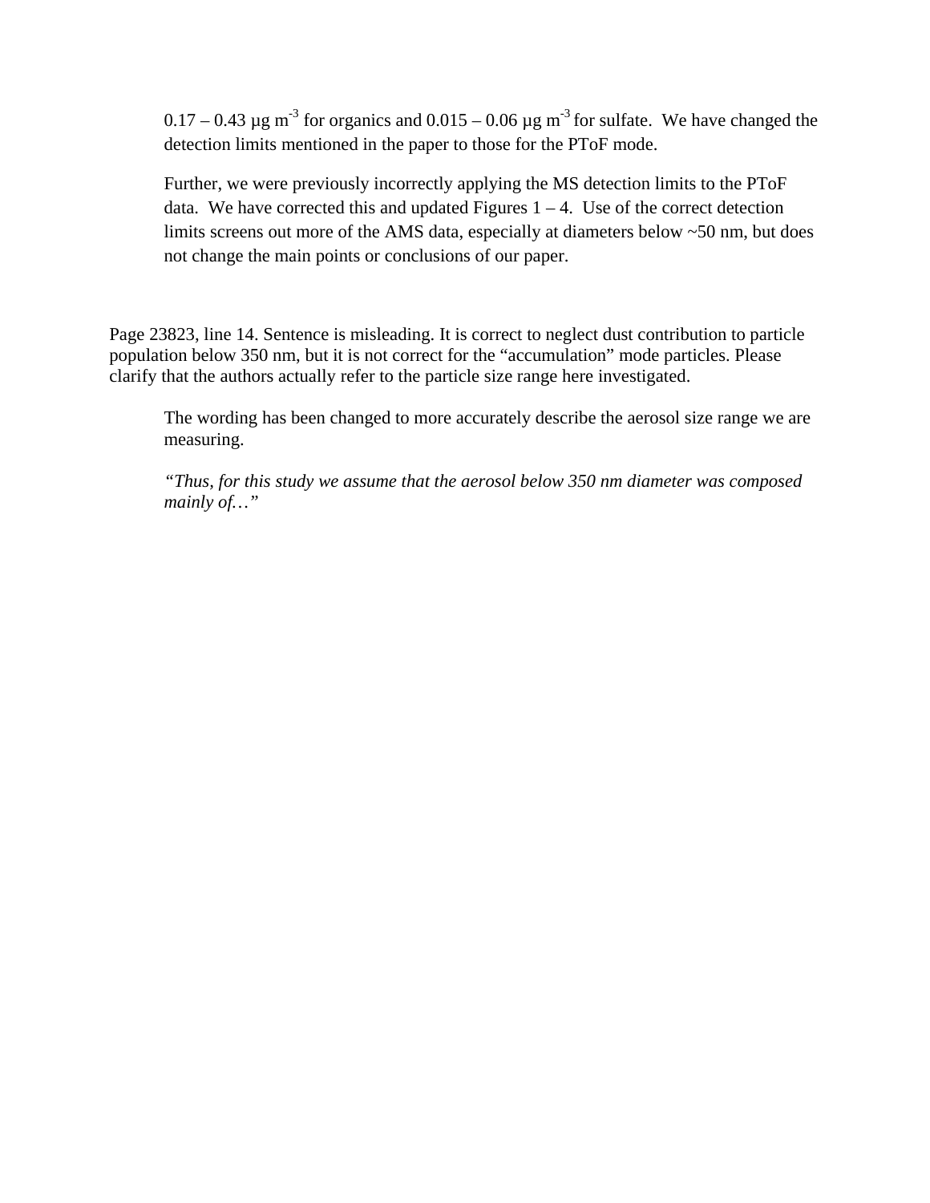0.17 – 0.43 µg m$^{-3}$ for organics and 0.015 – 0.06 µg m$^{-3}$ for sulfate. We have changed the detection limits mentioned in the paper to those for the PToF mode.

Further, we were previously incorrectly applying the MS detection limits to the PToF data. We have corrected this and updated Figures 1 – 4. Use of the correct detection limits screens out more of the AMS data, especially at diameters below ~50 nm, but does not change the main points or conclusions of our paper.

Page 23823, line 14. Sentence is misleading. It is correct to neglect dust contribution to particle population below 350 nm, but it is not correct for the "accumulation" mode particles. Please clarify that the authors actually refer to the particle size range here investigated.

The wording has been changed to more accurately describe the aerosol size range we are measuring.

*"Thus, for this study we assume that the aerosol below 350 nm diameter was composed mainly of…"*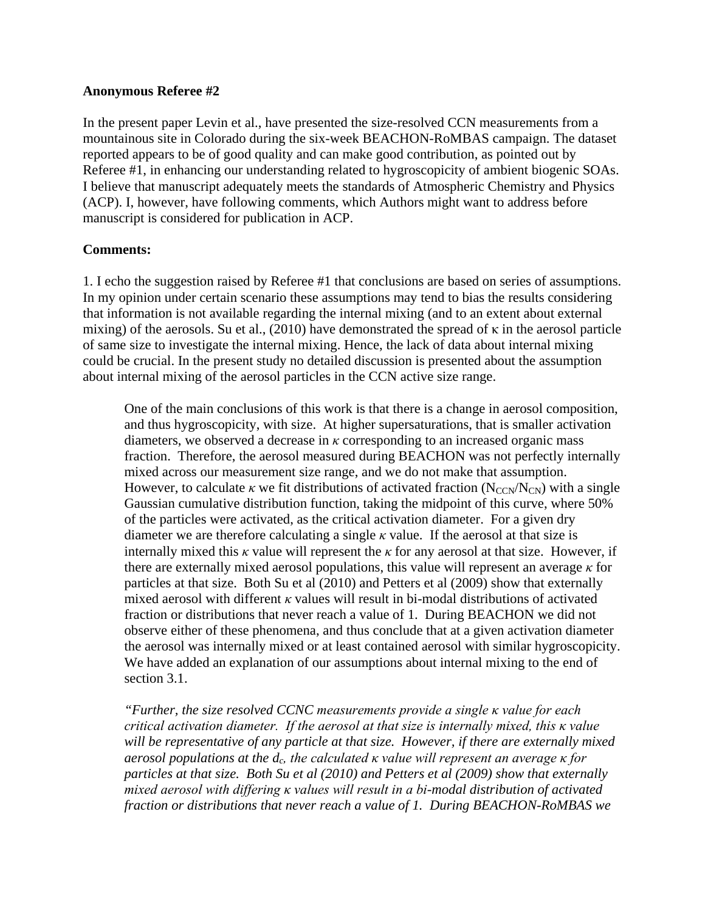**Anonymous Referee #2**

In the present paper Levin et al., have presented the size-resolved CCN measurements from a mountainous site in Colorado during the six-week BEACHON-RoMBAS campaign. The dataset reported appears to be of good quality and can make good contribution, as pointed out by Referee #1, in enhancing our understanding related to hygroscopicity of ambient biogenic SOAs. I believe that manuscript adequately meets the standards of Atmospheric Chemistry and Physics (ACP). I, however, have following comments, which Authors might want to address before manuscript is considered for publication in ACP.

**Comments:**

1. I echo the suggestion raised by Referee #1 that conclusions are based on series of assumptions. In my opinion under certain scenario these assumptions may tend to bias the results considering that information is not available regarding the internal mixing (and to an extent about external mixing) of the aerosols. Su et al., (2010) have demonstrated the spread of κ in the aerosol particle of same size to investigate the internal mixing. Hence, the lack of data about internal mixing could be crucial. In the present study no detailed discussion is presented about the assumption about internal mixing of the aerosol particles in the CCN active size range.

> One of the main conclusions of this work is that there is a change in aerosol composition, and thus hygroscopicity, with size. At higher supersaturations, that is smaller activation diameters, we observed a decrease in $\kappa$ corresponding to an increased organic mass fraction. Therefore, the aerosol measured during BEACHON was not perfectly internally mixed across our measurement size range, and we do not make that assumption. However, to calculate $\kappa$ we fit distributions of activated fraction ($N_{CCN}/N_{CN}$) with a single Gaussian cumulative distribution function, taking the midpoint of this curve, where 50% of the particles were activated, as the critical activation diameter. For a given dry diameter we are therefore calculating a single $\kappa$ value. If the aerosol at that size is internally mixed this $\kappa$ value will represent the $\kappa$ for any aerosol at that size. However, if there are externally mixed aerosol populations, this value will represent an average $\kappa$ for particles at that size. Both Su et al (2010) and Petters et al (2009) show that externally mixed aerosol with different $\kappa$ values will result in bi-modal distributions of activated fraction or distributions that never reach a value of 1. During BEACHON we did not observe either of these phenomena, and thus conclude that at a given activation diameter the aerosol was internally mixed or at least contained aerosol with similar hygroscopicity. We have added an explanation of our assumptions about internal mixing to the end of section 3.1.
>
> *"Further, the size resolved CCNC measurements provide a single $\kappa$ value for each critical activation diameter. If the aerosol at that size is internally mixed, this $\kappa$ value will be representative of any particle at that size. However, if there are externally mixed aerosol populations at the $d_c$, the calculated $\kappa$ value will represent an average $\kappa$ for particles at that size. Both Su et al (2010) and Petters et al (2009) show that externally mixed aerosol with differing $\kappa$ values will result in a bi-modal distribution of activated fraction or distributions that never reach a value of 1. During BEACHON-RoMBAS we*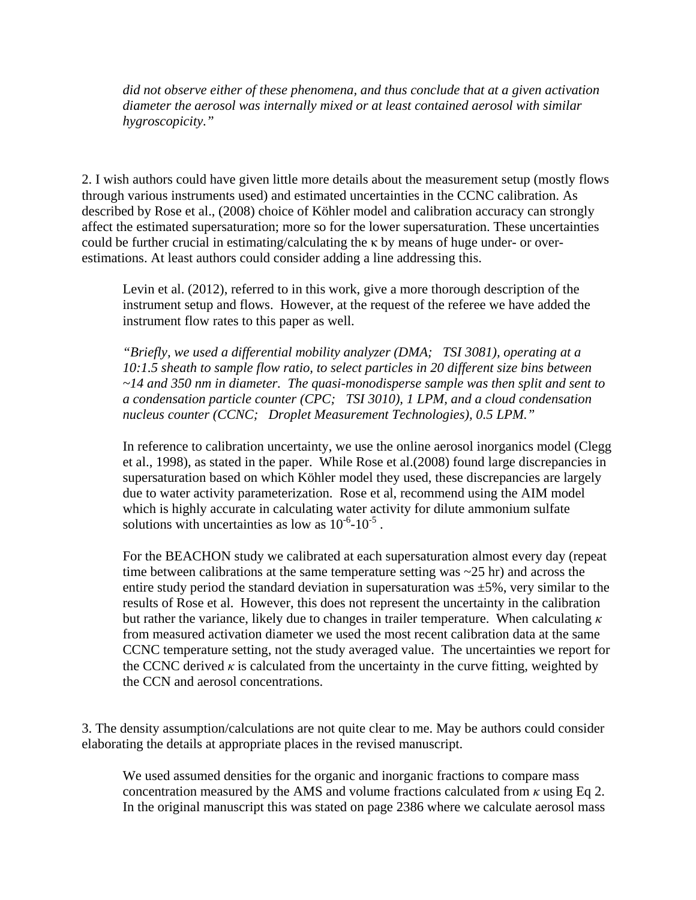*did not observe either of these phenomena, and thus conclude that at a given activation diameter the aerosol was internally mixed or at least contained aerosol with similar hygroscopicity."*

2. I wish authors could have given little more details about the measurement setup (mostly flows through various instruments used) and estimated uncertainties in the CCNC calibration. As described by Rose et al., (2008) choice of Köhler model and calibration accuracy can strongly affect the estimated supersaturation; more so for the lower supersaturation. These uncertainties could be further crucial in estimating/calculating the κ by means of huge under- or over-estimations. At least authors could consider adding a line addressing this.

> Levin et al. (2012), referred to in this work, give a more thorough description of the instrument setup and flows. However, at the request of the referee we have added the instrument flow rates to this paper as well.
>
> *"Briefly, we used a differential mobility analyzer (DMA; TSI 3081), operating at a 10:1.5 sheath to sample flow ratio, to select particles in 20 different size bins between ~14 and 350 nm in diameter. The quasi-monodisperse sample was then split and sent to a condensation particle counter (CPC; TSI 3010), 1 LPM, and a cloud condensation nucleus counter (CCNC; Droplet Measurement Technologies), 0.5 LPM."*
>
> In reference to calibration uncertainty, we use the online aerosol inorganics model (Clegg et al., 1998), as stated in the paper. While Rose et al.(2008) found large discrepancies in supersaturation based on which Köhler model they used, these discrepancies are largely due to water activity parameterization. Rose et al, recommend using the AIM model which is highly accurate in calculating water activity for dilute ammonium sulfate solutions with uncertainties as low as $10^{-6}$-$10^{-5}$ .
>
> For the BEACHON study we calibrated at each supersaturation almost every day (repeat time between calibrations at the same temperature setting was ~25 hr) and across the entire study period the standard deviation in supersaturation was ±5%, very similar to the results of Rose et al. However, this does not represent the uncertainty in the calibration but rather the variance, likely due to changes in trailer temperature. When calculating $\kappa$ from measured activation diameter we used the most recent calibration data at the same CCNC temperature setting, not the study averaged value. The uncertainties we report for the CCNC derived $\kappa$ is calculated from the uncertainty in the curve fitting, weighted by the CCN and aerosol concentrations.

3. The density assumption/calculations are not quite clear to me. May be authors could consider elaborating the details at appropriate places in the revised manuscript.

> We used assumed densities for the organic and inorganic fractions to compare mass concentration measured by the AMS and volume fractions calculated from $\kappa$ using Eq 2. In the original manuscript this was stated on page 2386 where we calculate aerosol mass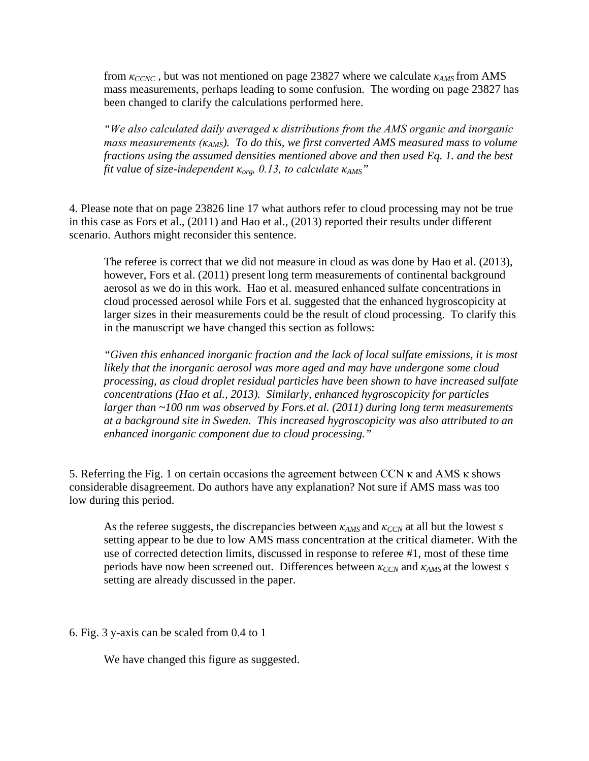from $\kappa_{CCNC}$ , but was not mentioned on page 23827 where we calculate $\kappa_{AMS}$ from AMS mass measurements, perhaps leading to some confusion. The wording on page 23827 has been changed to clarify the calculations performed here.

*"We also calculated daily averaged κ distributions from the AMS organic and inorganic mass measurements ($\kappa_{AMS}$). To do this, we first converted AMS measured mass to volume fractions using the assumed densities mentioned above and then used Eq. 1. and the best fit value of size-independent $\kappa_{org}$, 0.13, to calculate $\kappa_{AMS}$"*

4. Please note that on page 23826 line 17 what authors refer to cloud processing may not be true in this case as Fors et al., (2011) and Hao et al., (2013) reported their results under different scenario. Authors might reconsider this sentence.

The referee is correct that we did not measure in cloud as was done by Hao et al. (2013), however, Fors et al. (2011) present long term measurements of continental background aerosol as we do in this work. Hao et al. measured enhanced sulfate concentrations in cloud processed aerosol while Fors et al. suggested that the enhanced hygroscopicity at larger sizes in their measurements could be the result of cloud processing. To clarify this in the manuscript we have changed this section as follows:

*"Given this enhanced inorganic fraction and the lack of local sulfate emissions, it is most likely that the inorganic aerosol was more aged and may have undergone some cloud processing, as cloud droplet residual particles have been shown to have increased sulfate concentrations (Hao et al., 2013). Similarly, enhanced hygroscopicity for particles larger than ~100 nm was observed by Fors.et al. (2011) during long term measurements at a background site in Sweden. This increased hygroscopicity was also attributed to an enhanced inorganic component due to cloud processing."*

5. Referring the Fig. 1 on certain occasions the agreement between CCN κ and AMS κ shows considerable disagreement. Do authors have any explanation? Not sure if AMS mass was too low during this period.

As the referee suggests, the discrepancies between $\kappa_{AMS}$ and $\kappa_{CCN}$ at all but the lowest $s$ setting appear to be due to low AMS mass concentration at the critical diameter. With the use of corrected detection limits, discussed in response to referee #1, most of these time periods have now been screened out. Differences between $\kappa_{CCN}$ and $\kappa_{AMS}$ at the lowest $s$ setting are already discussed in the paper.

6. Fig. 3 y-axis can be scaled from 0.4 to 1

We have changed this figure as suggested.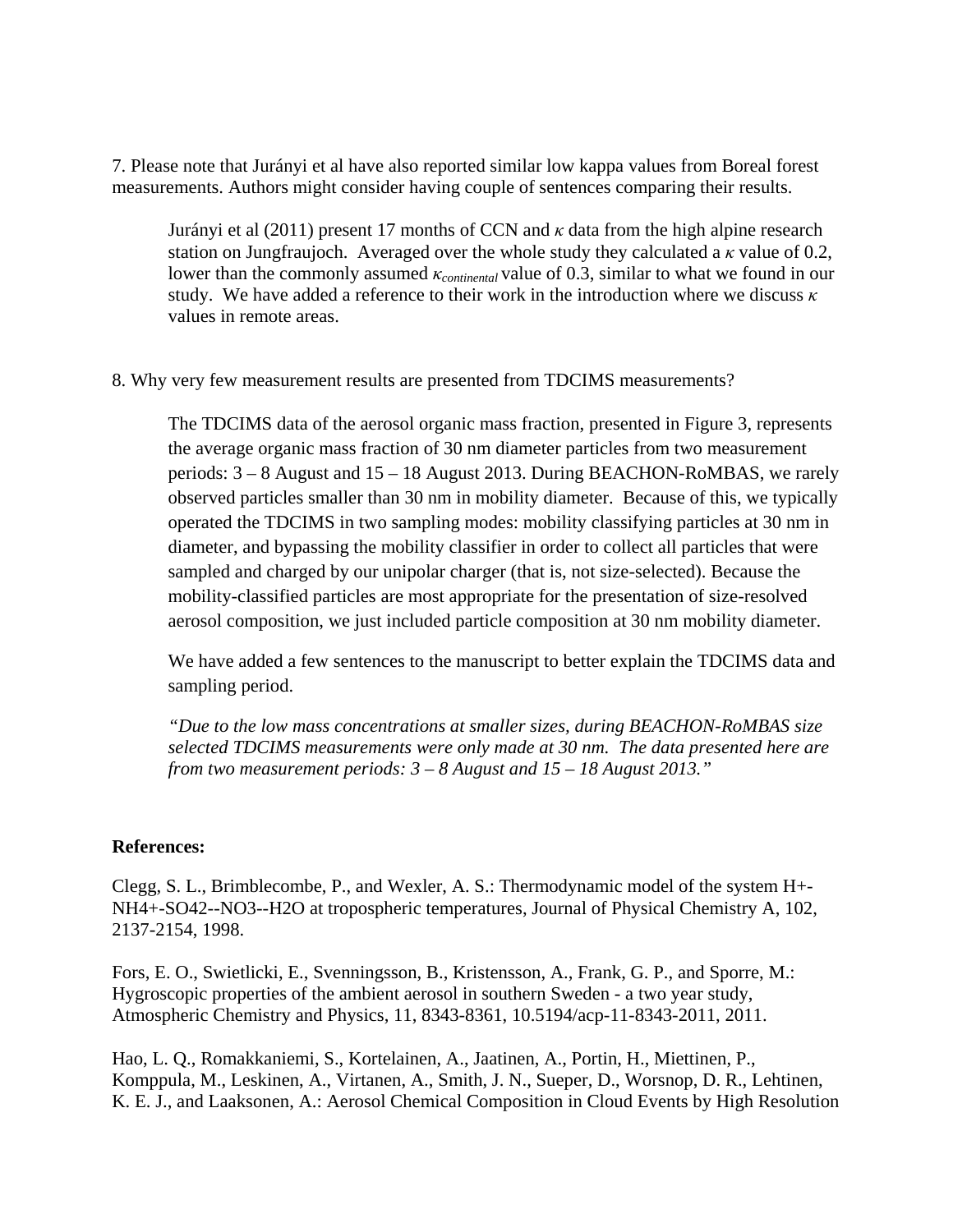7. Please note that Jurányi et al have also reported similar low kappa values from Boreal forest measurements. Authors might consider having couple of sentences comparing their results.

> Jurányi et al (2011) present 17 months of CCN and $\kappa$ data from the high alpine research station on Jungfraujoch. Averaged over the whole study they calculated a $\kappa$ value of 0.2, lower than the commonly assumed $\kappa_{continental}$ value of 0.3, similar to what we found in our study. We have added a reference to their work in the introduction where we discuss $\kappa$ values in remote areas.

8. Why very few measurement results are presented from TDCIMS measurements?

> The TDCIMS data of the aerosol organic mass fraction, presented in Figure 3, represents the average organic mass fraction of 30 nm diameter particles from two measurement periods: 3 – 8 August and 15 – 18 August 2013. During BEACHON-RoMBAS, we rarely observed particles smaller than 30 nm in mobility diameter. Because of this, we typically operated the TDCIMS in two sampling modes: mobility classifying particles at 30 nm in diameter, and bypassing the mobility classifier in order to collect all particles that were sampled and charged by our unipolar charger (that is, not size-selected). Because the mobility-classified particles are most appropriate for the presentation of size-resolved aerosol composition, we just included particle composition at 30 nm mobility diameter.
>
> We have added a few sentences to the manuscript to better explain the TDCIMS data and sampling period.
>
> *"Due to the low mass concentrations at smaller sizes, during BEACHON-RoMBAS size selected TDCIMS measurements were only made at 30 nm. The data presented here are from two measurement periods: 3 – 8 August and 15 – 18 August 2013."*

**References:**

Clegg, S. L., Brimblecombe, P., and Wexler, A. S.: Thermodynamic model of the system H+-NH4+-SO42--NO3--H2O at tropospheric temperatures, Journal of Physical Chemistry A, 102, 2137-2154, 1998.

Fors, E. O., Swietlicki, E., Svenningsson, B., Kristensson, A., Frank, G. P., and Sporre, M.: Hygroscopic properties of the ambient aerosol in southern Sweden - a two year study, Atmospheric Chemistry and Physics, 11, 8343-8361, 10.5194/acp-11-8343-2011, 2011.

Hao, L. Q., Romakkaniemi, S., Kortelainen, A., Jaatinen, A., Portin, H., Miettinen, P., Komppula, M., Leskinen, A., Virtanen, A., Smith, J. N., Sueper, D., Worsnop, D. R., Lehtinen, K. E. J., and Laaksonen, A.: Aerosol Chemical Composition in Cloud Events by High Resolution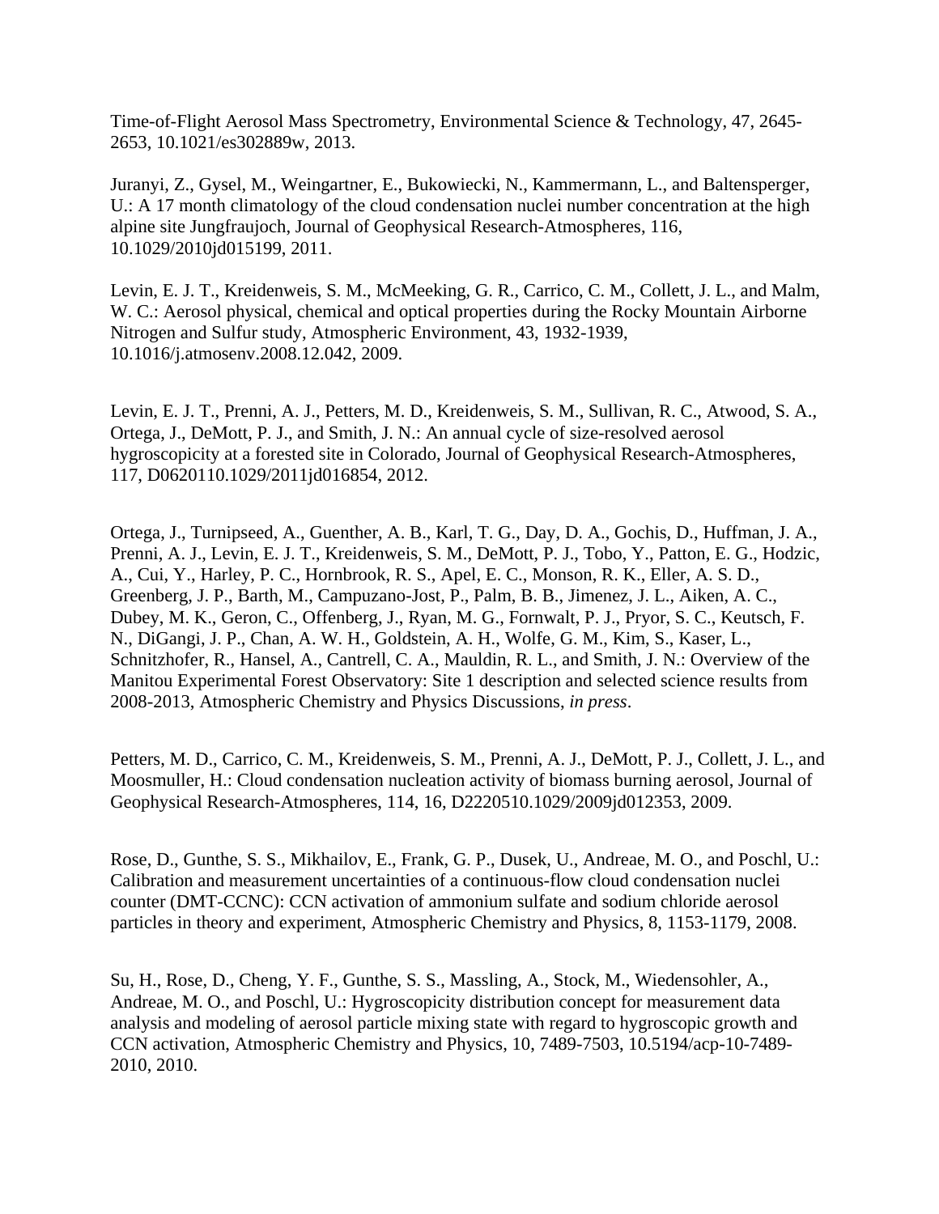Time-of-Flight Aerosol Mass Spectrometry, Environmental Science & Technology, 47, 2645-2653, 10.1021/es302889w, 2013.

Juranyi, Z., Gysel, M., Weingartner, E., Bukowiecki, N., Kammermann, L., and Baltensperger, U.: A 17 month climatology of the cloud condensation nuclei number concentration at the high alpine site Jungfraujoch, Journal of Geophysical Research-Atmospheres, 116, 10.1029/2010jd015199, 2011.

Levin, E. J. T., Kreidenweis, S. M., McMeeking, G. R., Carrico, C. M., Collett, J. L., and Malm, W. C.: Aerosol physical, chemical and optical properties during the Rocky Mountain Airborne Nitrogen and Sulfur study, Atmospheric Environment, 43, 1932-1939, 10.1016/j.atmosenv.2008.12.042, 2009.

Levin, E. J. T., Prenni, A. J., Petters, M. D., Kreidenweis, S. M., Sullivan, R. C., Atwood, S. A., Ortega, J., DeMott, P. J., and Smith, J. N.: An annual cycle of size-resolved aerosol hygroscopicity at a forested site in Colorado, Journal of Geophysical Research-Atmospheres, 117, D0620110.1029/2011jd016854, 2012.

Ortega, J., Turnipseed, A., Guenther, A. B., Karl, T. G., Day, D. A., Gochis, D., Huffman, J. A., Prenni, A. J., Levin, E. J. T., Kreidenweis, S. M., DeMott, P. J., Tobo, Y., Patton, E. G., Hodzic, A., Cui, Y., Harley, P. C., Hornbrook, R. S., Apel, E. C., Monson, R. K., Eller, A. S. D., Greenberg, J. P., Barth, M., Campuzano-Jost, P., Palm, B. B., Jimenez, J. L., Aiken, A. C., Dubey, M. K., Geron, C., Offenberg, J., Ryan, M. G., Fornwalt, P. J., Pryor, S. C., Keutsch, F. N., DiGangi, J. P., Chan, A. W. H., Goldstein, A. H., Wolfe, G. M., Kim, S., Kaser, L., Schnitzhofer, R., Hansel, A., Cantrell, C. A., Mauldin, R. L., and Smith, J. N.: Overview of the Manitou Experimental Forest Observatory: Site 1 description and selected science results from 2008-2013, Atmospheric Chemistry and Physics Discussions, *in press*.

Petters, M. D., Carrico, C. M., Kreidenweis, S. M., Prenni, A. J., DeMott, P. J., Collett, J. L., and Moosmuller, H.: Cloud condensation nucleation activity of biomass burning aerosol, Journal of Geophysical Research-Atmospheres, 114, 16, D2220510.1029/2009jd012353, 2009.

Rose, D., Gunthe, S. S., Mikhailov, E., Frank, G. P., Dusek, U., Andreae, M. O., and Poschl, U.: Calibration and measurement uncertainties of a continuous-flow cloud condensation nuclei counter (DMT-CCNC): CCN activation of ammonium sulfate and sodium chloride aerosol particles in theory and experiment, Atmospheric Chemistry and Physics, 8, 1153-1179, 2008.

Su, H., Rose, D., Cheng, Y. F., Gunthe, S. S., Massling, A., Stock, M., Wiedensohler, A., Andreae, M. O., and Poschl, U.: Hygroscopicity distribution concept for measurement data analysis and modeling of aerosol particle mixing state with regard to hygroscopic growth and CCN activation, Atmospheric Chemistry and Physics, 10, 7489-7503, 10.5194/acp-10-7489-2010, 2010.